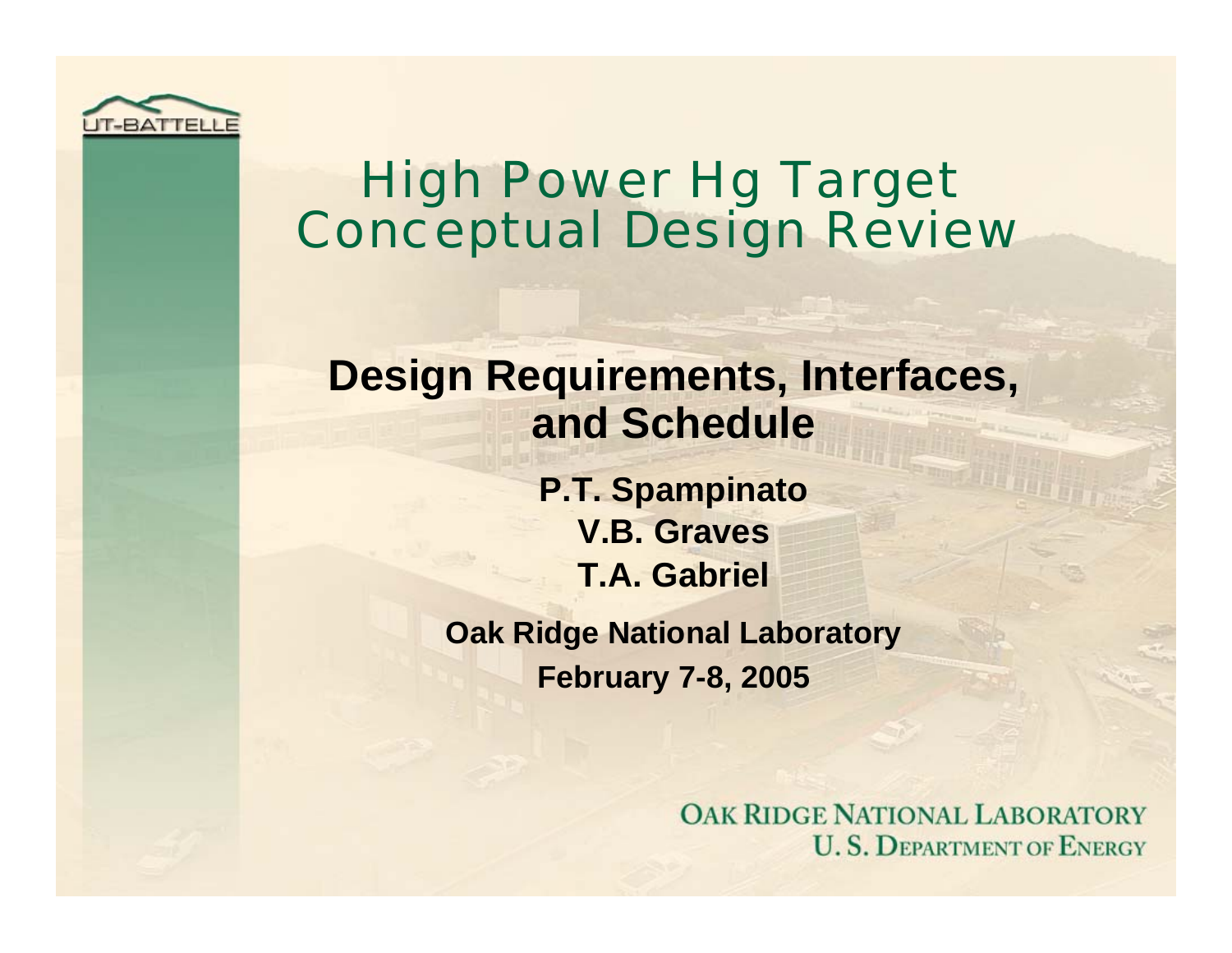# High Power Hg Target Conceptual Design Review

## Design Requirements, Interfaces, and Schedule

**P.T. Spampinato**

**V.B. Graves**

**T.A. Gabriel**

**Oak Ridge National Laboratory**

**February 7-8, 2005**

OAK RIDGE NATIONAL LABORATORY
U. S. DEPARTMENT OF ENERGY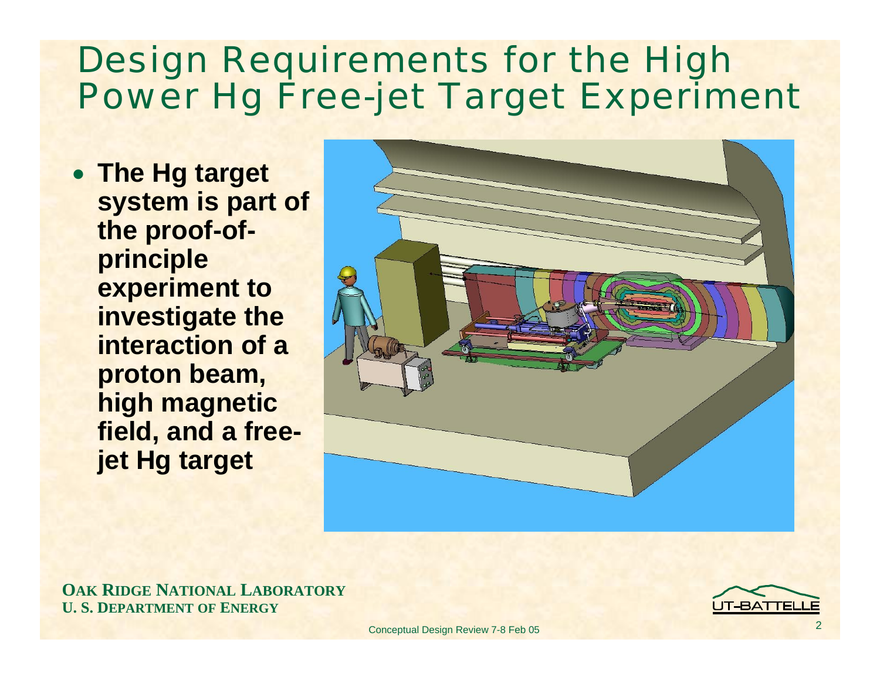# Design Requirements for the High Power Hg Free-jet Target Experiment

- **The Hg target system is part of the proof-of-principle experiment to investigate the interaction of a proton beam, high magnetic field, and a free-jet Hg target**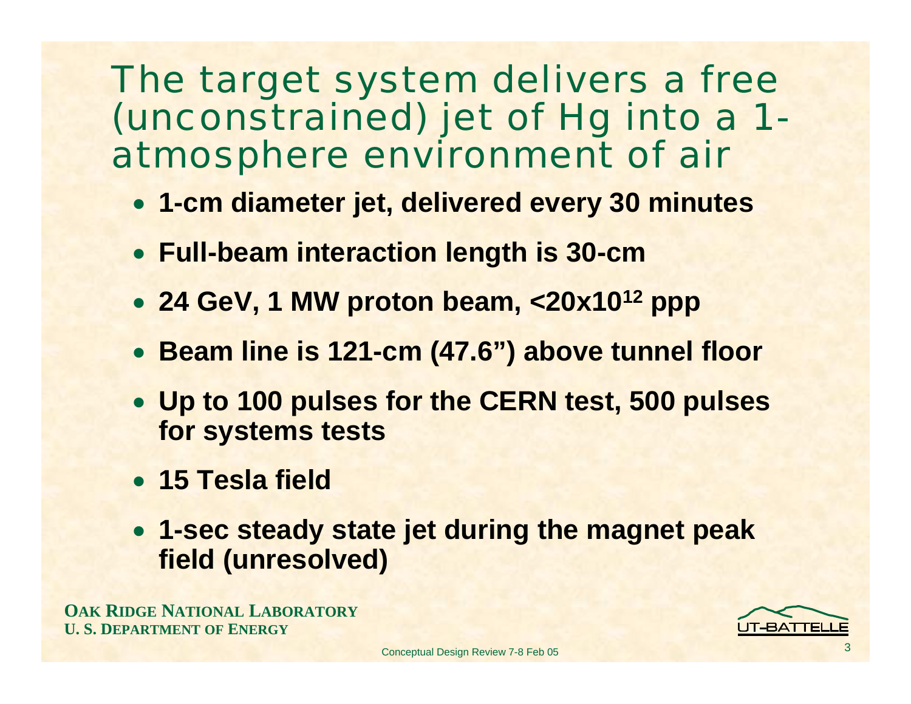# The target system delivers a free (unconstrained) jet of Hg into a 1-atmosphere environment of air

- **1-cm diameter jet, delivered every 30 minutes**
- **Full-beam interaction length is 30-cm**
- **24 GeV, 1 MW proton beam, $<20 \times 10^{12}$ ppp**
- **Beam line is 121-cm (47.6") above tunnel floor**
- **Up to 100 pulses for the CERN test, 500 pulses for systems tests**
- **15 Tesla field**
- **1-sec steady state jet during the magnet peak field (unresolved)**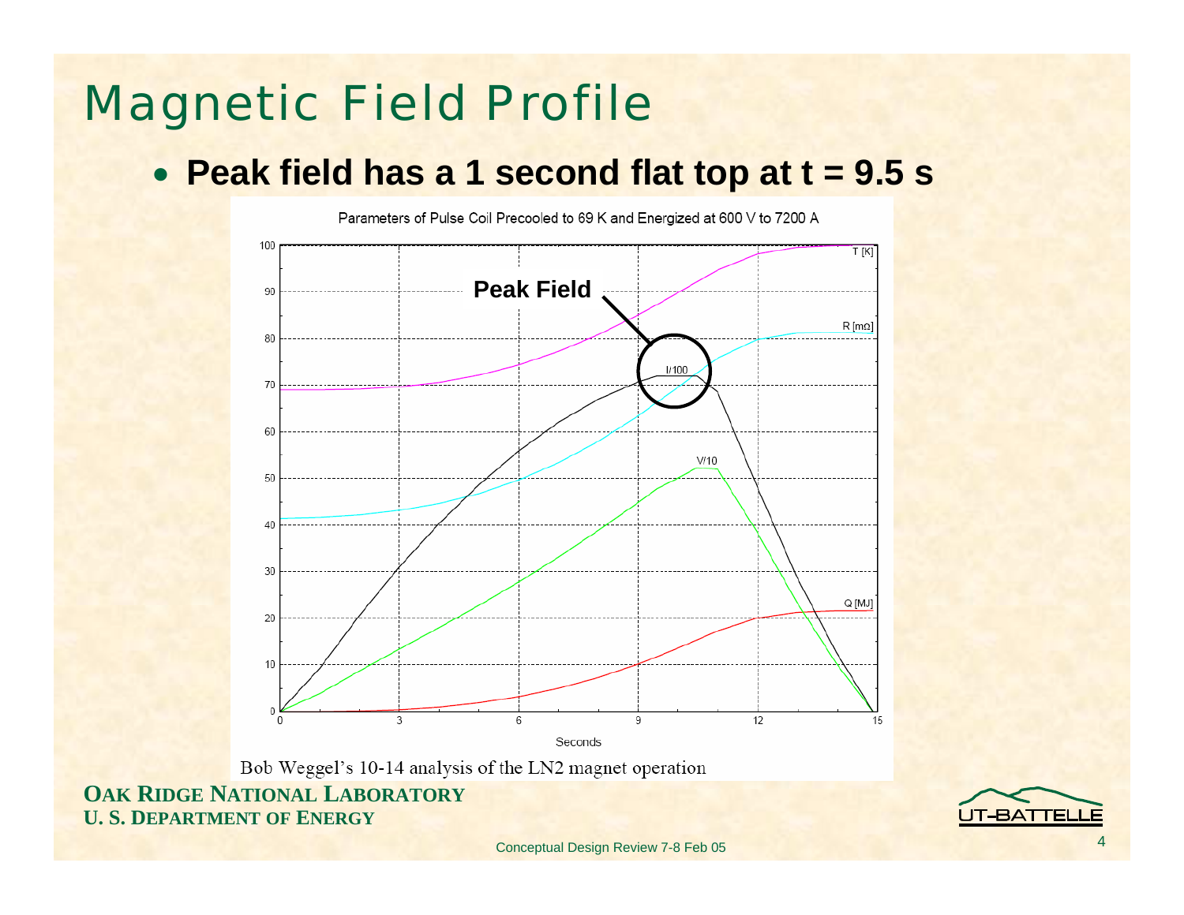# Magnetic Field Profile

- **Peak field has a 1 second flat top at t = 9.5 s**

Parameters of Pulse Coil Precooled to 69 K and Energized at 600 V to 7200 A

Bob Weggel's 10-14 analysis of the LN2 magnet operation

**OAK RIDGE NATIONAL LABORATORY**
**U. S. DEPARTMENT OF ENERGY**

Conceptual Design Review 7-8 Feb 05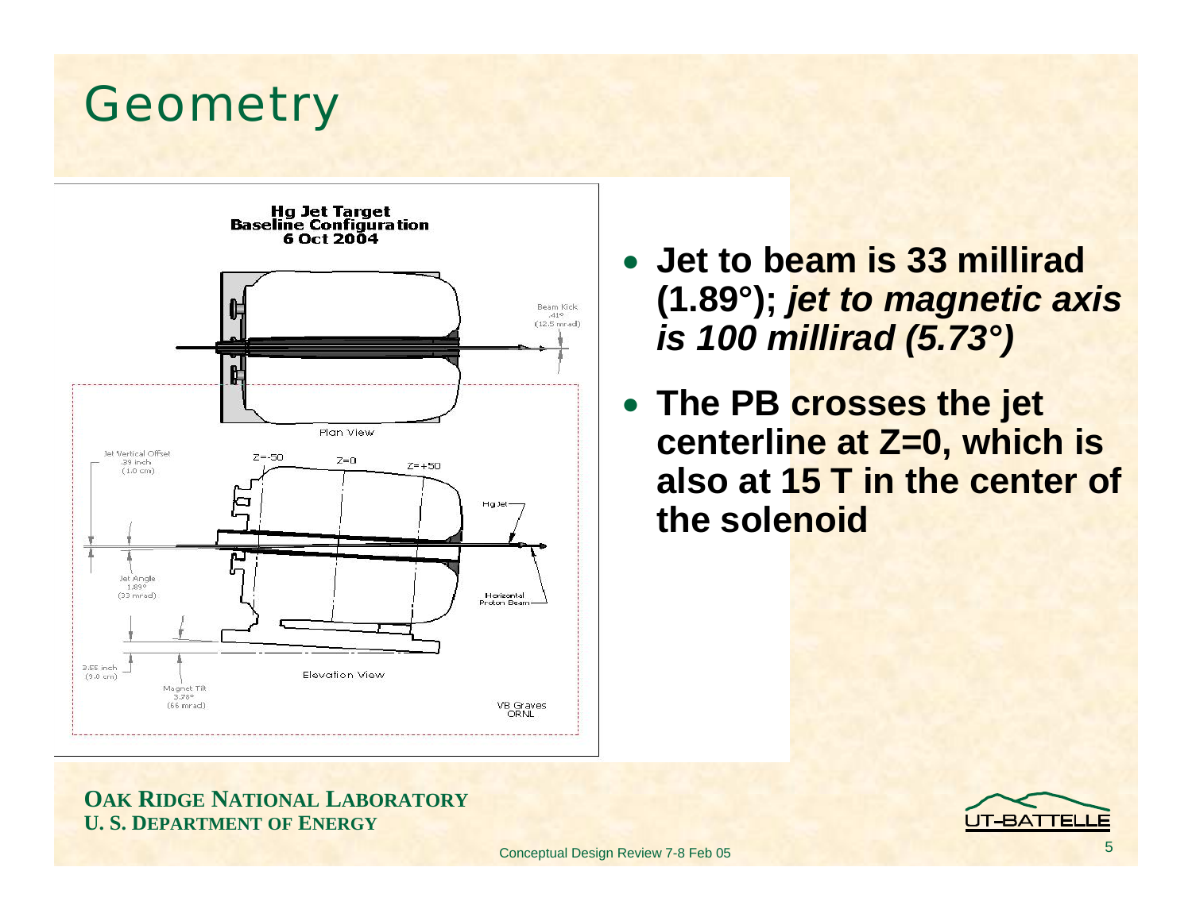# Geometry

Hg Jet Target
Baseline Configuration
6 Oct 2004

Plan View

Beam Kick
.41°
(12.5 mrad)

Elevation View

Jet Vertical Offset
.39 inch
(1.0 cm)

Z=-50 Z=0 Z=+50

Hg Jet

Jet Angle
1.89°
(33 mrad)

Horizontal
Proton Beam

3.55 inch
(9.0 cm)

Magnet Tilt
3.78°
(66 mrad)

VB Graves
ORNL

- **Jet to beam is 33 millirad (1.89°);** ***jet to magnetic axis is 100 millirad (5.73°)***
- **The PB crosses the jet centerline at Z=0, which is also at 15 T in the center of the solenoid**

**OAK RIDGE NATIONAL LABORATORY**
**U. S. DEPARTMENT OF ENERGY**

UT-BATTELLE

Conceptual Design Review 7-8 Feb 05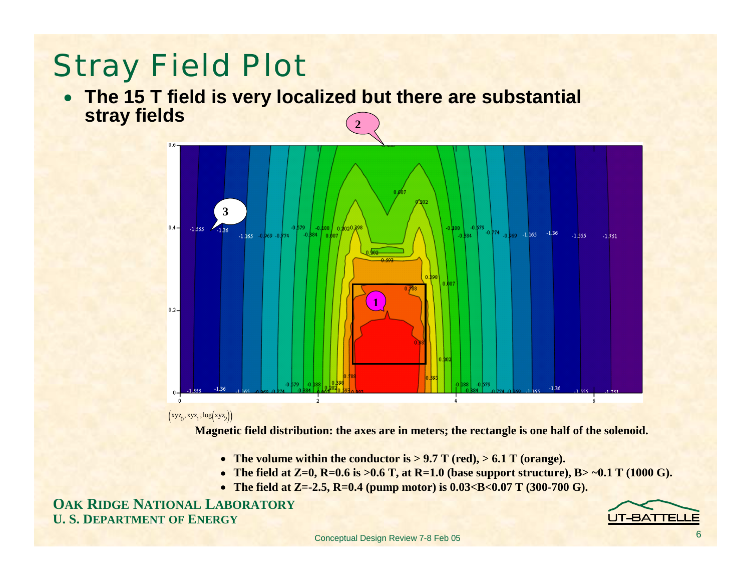# Stray Field Plot

- **The 15 T field is very localized but there are substantial stray fields**

$(xyz_0, xyz_1, \log(xyz_2))$

**Magnetic field distribution: the axes are in meters; the rectangle is one half of the solenoid.**

- **The volume within the conductor is > 9.7 T (red), > 6.1 T (orange).**
- **The field at Z=0, R=0.6 is >0.6 T, at R=1.0 (base support structure), B> ~0.1 T (1000 G).**
- **The field at Z=-2.5, R=0.4 (pump motor) is 0.03<B<0.07 T (300-700 G).**

**OAK RIDGE NATIONAL LABORATORY**
**U. S. DEPARTMENT OF ENERGY**

Conceptual Design Review 7-8 Feb 05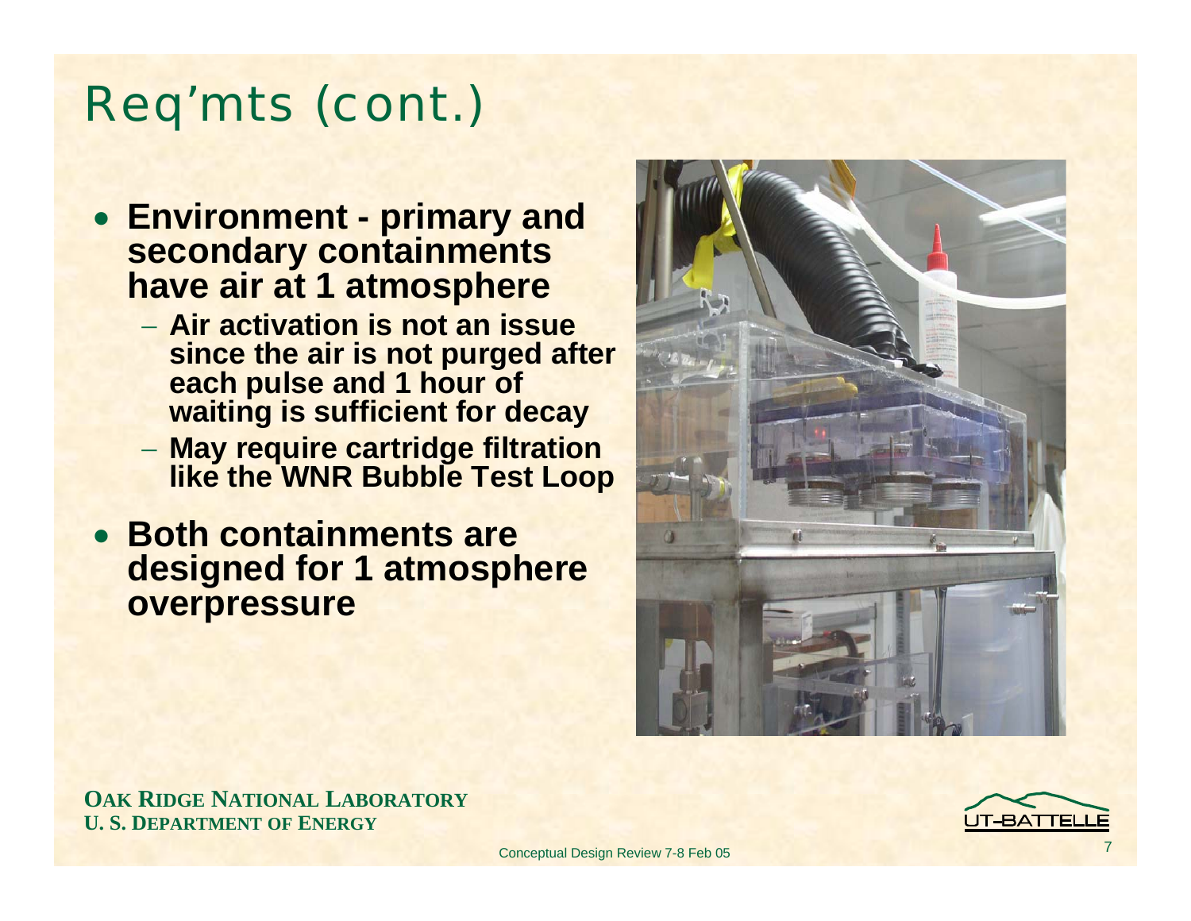# Req'mts (cont.)

- **Environment - primary and secondary containments have air at 1 atmosphere**
  - **Air activation is not an issue since the air is not purged after each pulse and 1 hour of waiting is sufficient for decay**
  - **May require cartridge filtration like the WNR Bubble Test Loop**
- **Both containments are designed for 1 atmosphere overpressure**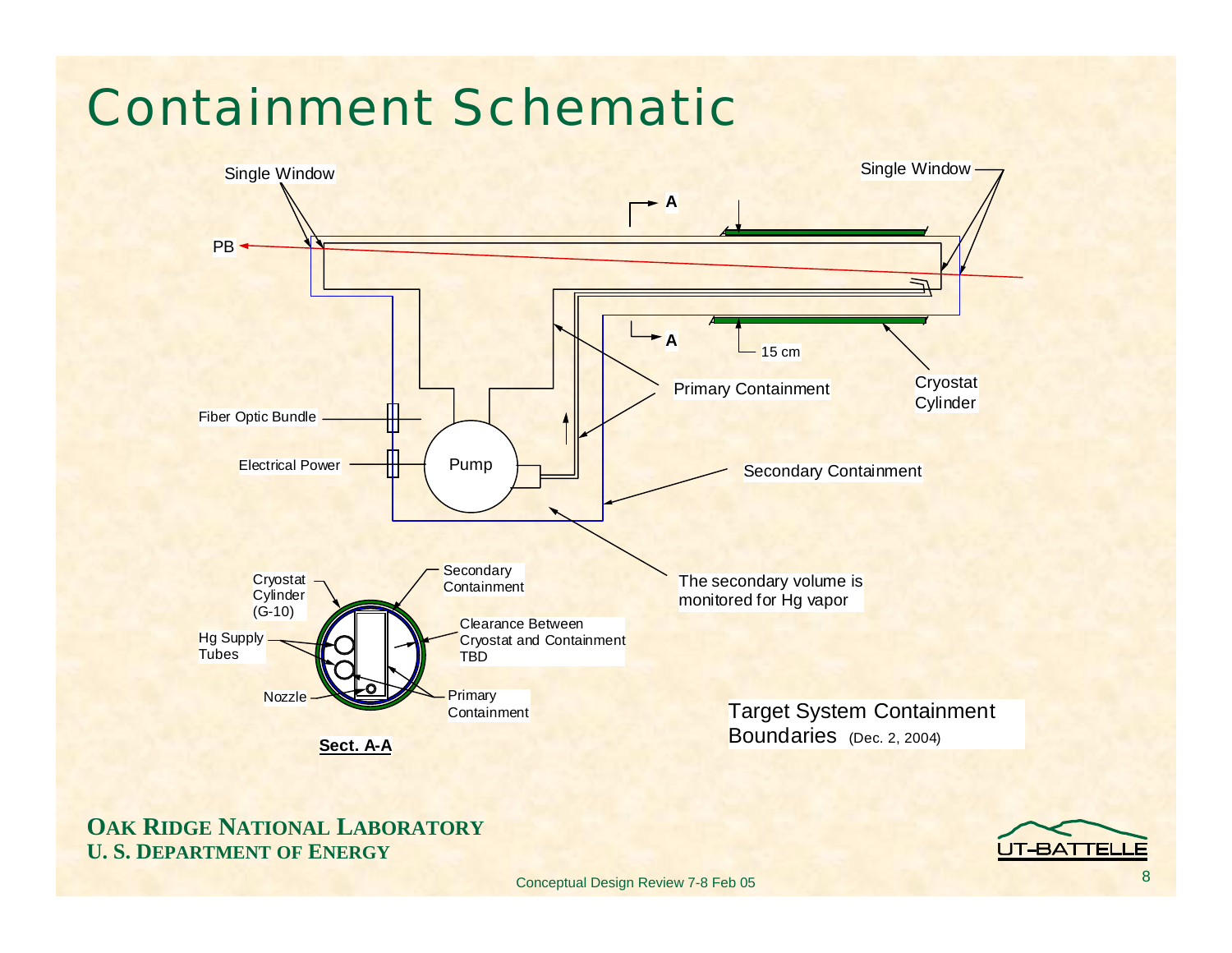# Containment Schematic

Single Window

Single Window

A

A

PB

15 cm

Primary Containment

Cryostat Cylinder

Fiber Optic Bundle

Electrical Power

Pump

Secondary Containment

The secondary volume is monitored for Hg vapor

Cryostat Cylinder (G-10)

Secondary Containment

Hg Supply Tubes

Clearance Between Cryostat and Containment TBD

Nozzle

Primary Containment

**Sect. A-A**

Target System Containment Boundaries (Dec. 2, 2004)

**OAK RIDGE NATIONAL LABORATORY**
**U. S. DEPARTMENT OF ENERGY**

Conceptual Design Review 7-8 Feb 05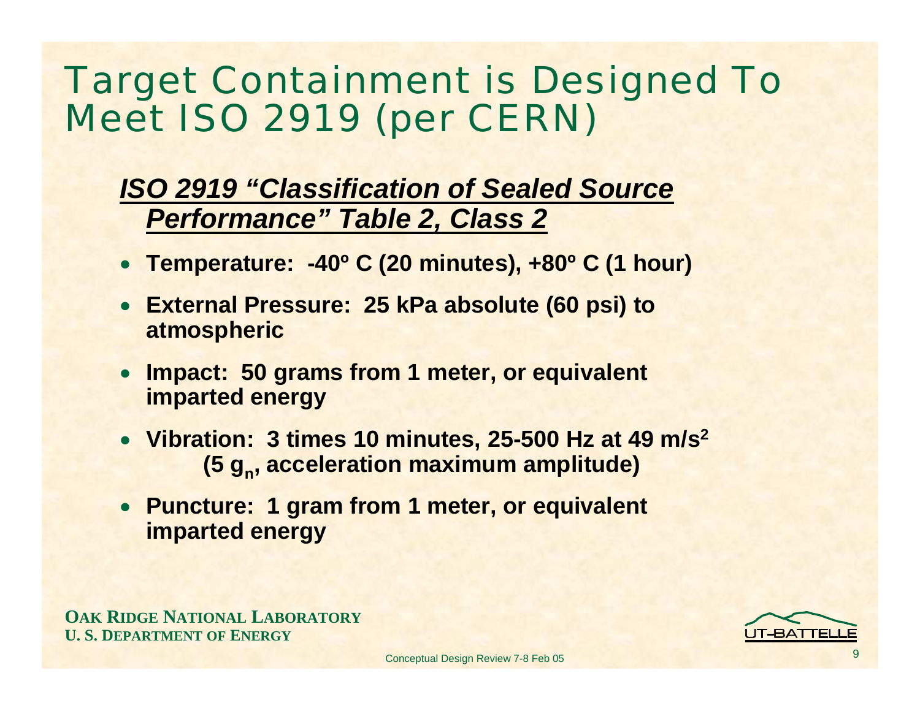# Target Containment is Designed To Meet ISO 2919 (per CERN)

***ISO 2919 "Classification of Sealed Source Performance" Table 2, Class 2***

- **Temperature: -40º C (20 minutes), +80º C (1 hour)**
- **External Pressure: 25 kPa absolute (60 psi) to atmospheric**
- **Impact: 50 grams from 1 meter, or equivalent imparted energy**
- **Vibration: 3 times 10 minutes, 25-500 Hz at 49 $m/s^2$ (5 $g_n$, acceleration maximum amplitude)**
- **Puncture: 1 gram from 1 meter, or equivalent imparted energy**

**OAK RIDGE NATIONAL LABORATORY**
**U. S. DEPARTMENT OF ENERGY**

Conceptual Design Review 7-8 Feb 05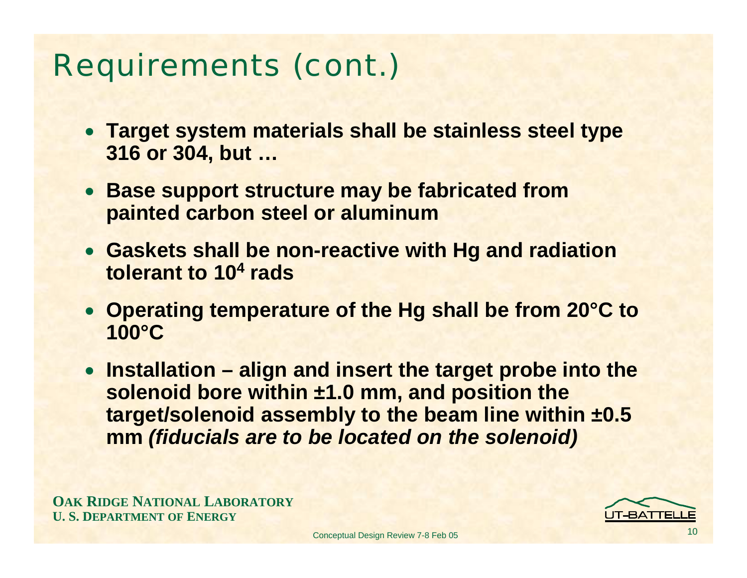# Requirements (cont.)

- **Target system materials shall be stainless steel type 316 or 304, but …**
- **Base support structure may be fabricated from painted carbon steel or aluminum**
- **Gaskets shall be non-reactive with Hg and radiation tolerant to $10^4$ rads**
- **Operating temperature of the Hg shall be from 20°C to 100°C**
- **Installation – align and insert the target probe into the solenoid bore within ±1.0 mm, and position the target/solenoid assembly to the beam line within ±0.5 mm *(fiducials are to be located on the solenoid)***

**OAK RIDGE NATIONAL LABORATORY**
**U. S. DEPARTMENT OF ENERGY**

UT-BATTELLE

Conceptual Design Review 7-8 Feb 05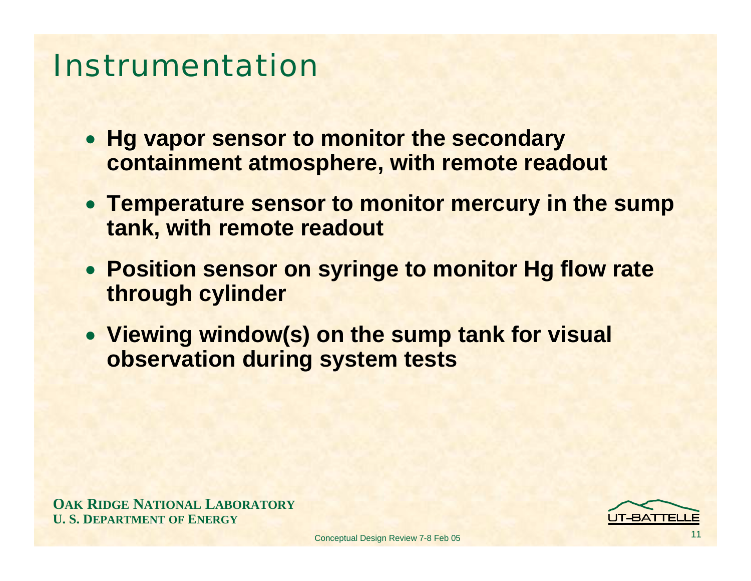# Instrumentation

- **Hg vapor sensor to monitor the secondary containment atmosphere, with remote readout**
- **Temperature sensor to monitor mercury in the sump tank, with remote readout**
- **Position sensor on syringe to monitor Hg flow rate through cylinder**
- **Viewing window(s) on the sump tank for visual observation during system tests**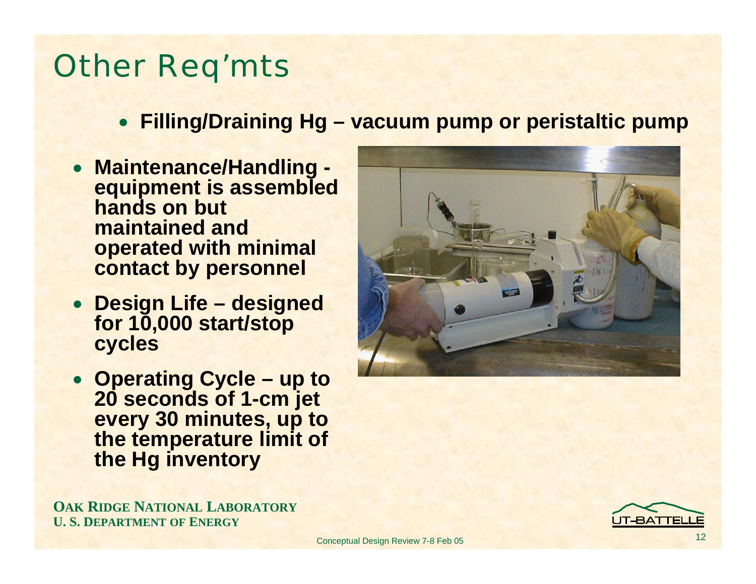# Other Req'mts

- **Filling/Draining Hg – vacuum pump or peristaltic pump**

- **Maintenance/Handling - equipment is assembled hands on but maintained and operated with minimal contact by personnel**
- **Design Life – designed for 10,000 start/stop cycles**
- **Operating Cycle – up to 20 seconds of 1-cm jet every 30 minutes, up to the temperature limit of the Hg inventory**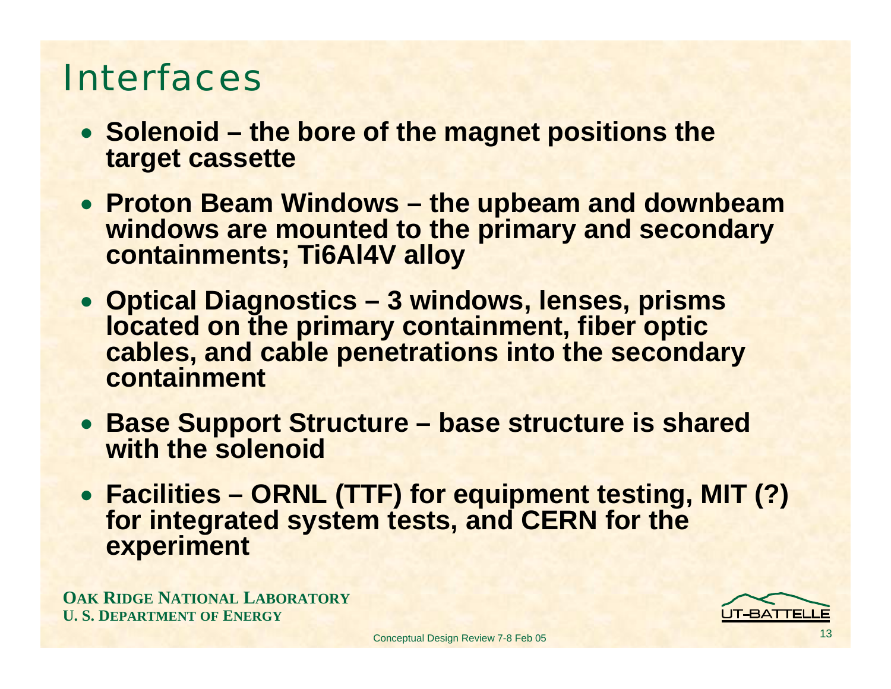# Interfaces

- **Solenoid – the bore of the magnet positions the target cassette**
- **Proton Beam Windows – the upbeam and downbeam windows are mounted to the primary and secondary containments; Ti6Al4V alloy**
- **Optical Diagnostics – 3 windows, lenses, prisms located on the primary containment, fiber optic cables, and cable penetrations into the secondary containment**
- **Base Support Structure – base structure is shared with the solenoid**
- **Facilities – ORNL (TTF) for equipment testing, MIT (?) for integrated system tests, and CERN for the experiment**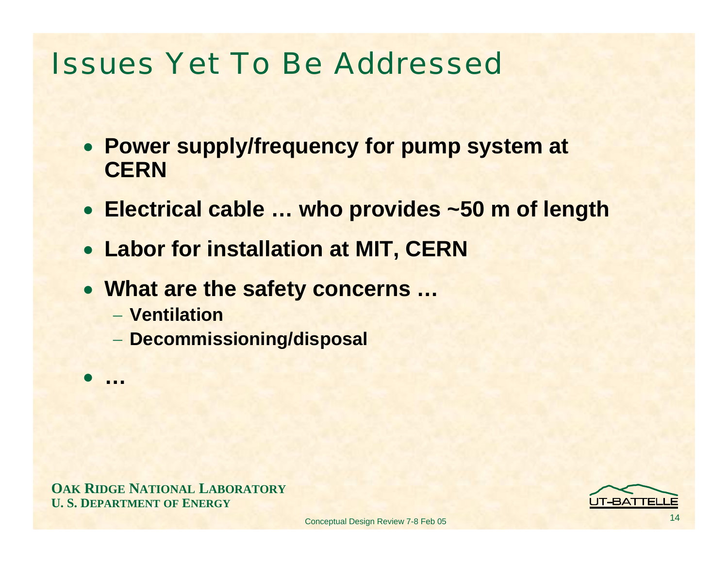# Issues Yet To Be Addressed

- **Power supply/frequency for pump system at CERN**
- **Electrical cable … who provides ~50 m of length**
- **Labor for installation at MIT, CERN**
- **What are the safety concerns …**
  - **Ventilation**
  - **Decommissioning/disposal**
- **…**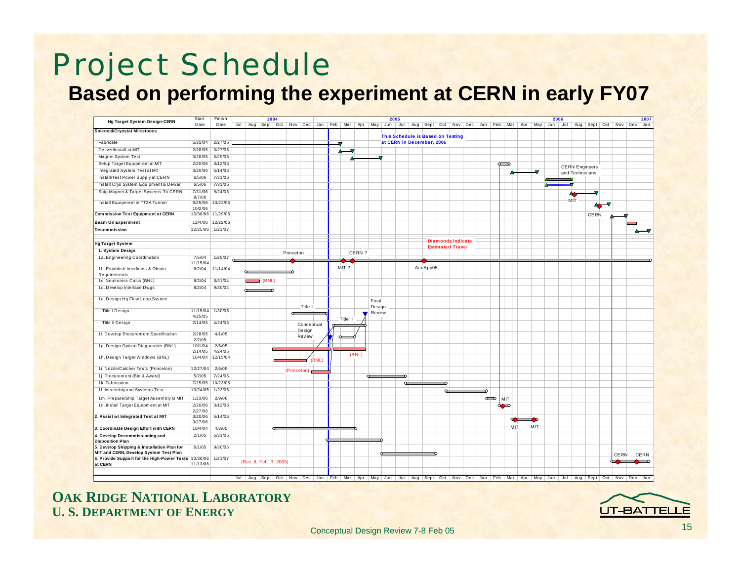# Project Schedule

## Based on performing the experiment at CERN in early FY07

| Hg Target System Design-CERN | Start Date | Finish Date |
|---|---|---|
| **Solenoid/Cryostat Milestones** | | |
| Fabricate | 5/31/04 | 2/27/05 |
| Deliver/Install at MIT | 2/28/05 | 3/27/05 |
| Magnet System Test | 3/28/05 | 5/29/05 |
| Setup Target Equipment at MIT | 2/20/06 | 3/12/06 |
| Integrated System Test at MIT | 3/20/06 | 5/14/06 |
| Install/Test Power Supply at CERN | 6/5/06 | 7/31/06 |
| Install Cryo System Equipment & Dewar | 6/5/06 | 7/31/06 |
| Ship Magnet & Target Systems To CERN | 7/31/06 8/7/06 | 9/24/06 |
| Install Equipment in TT2A Tunnel | 9/25/06 10/2/06 | 10/22/06 |
| **Commission Test Equipment at CERN** | 10/30/06 | 11/29/06 |
| **Beam On Experiment** | 12/4/06 | 12/22/06 |
| **Decommission** | 12/25/06 | 1/21/07 |
| **Hg Target System** | | |
| **1. System Design** | | |
| 1a. Engineering Coordination | 7/5/04 11/15/04 | 1/25/07 |
| 1b. Establish Interfaces & Obtain Requirements | 8/2/04 | 11/14/04 |
| 1c. Neutronics Calcs (BNL) | 8/2/04 | 8/31/04 |
| 1d. Develop Interface Dwgs | 8/2/04 | 9/30/04 |
| 1e. Design Hg Flow Loop System | | |
| Title I Design | 11/15/04 4/25/05 | 1/30/05 |
| Title II Design | 2/14/05 | 4/24/05 |
| 1f. Develop Procurement Specification | 2/28/05 2/7/05 | 4/1/05 |
| 1g. Design Optical Diagnostics (BNL) | 10/1/04 2/14/05 | 2/6/05 4/24/05 |
| 1h. Design Target Windows (BNL) | 10/4/04 | 12/15/04 |
| 1i. Nozzle/Catcher Tests (Princeton) | 12/27/04 | 2/6/05 |
| 1j. Procurement (Bid & Award) | 5/2/05 | 7/24/05 |
| 1k. Fabrication | 7/25/05 | 10/23/05 |
| 1l. Assembly and Systems Test | 10/24/05 | 1/22/06 |
| 1m. Prepare/Ship Target Assembly to MIT | 1/23/06 | 2/9/06 |
| 1n. Install Target Equipment at MIT | 2/20/06 2/27/06 | 3/12/06 |
| **2. Assist w/ Integrated Test at MIT** | 3/20/06 3/27/06 | 5/14/06 |
| **3. Coordinate Design Effort with CERN** | 10/4/04 | 4/3/05 |
| **4. Develop Decommissioning and Disposition Plan** | 2/1/05 | 5/31/05 |
| **5. Develop Shipping & Installation Plan for MIT and CERN; Develop System Test Plan** | 6/1/05 | 9/30/05 |
| **6. Provide Support for the High-Power Tests at CERN** | 10/30/06 11/13/06 | 1/21/07 |

2004: Jul Aug Sept Oct Nov Dec — 2005: Jan Feb Mar Apr May Jun Jul Aug Sept Oct Nov Dec — 2006: Jan Feb Mar Apr May Jun Jul Aug Sept Oct Nov Dec — 2007: Jan

This Schedule is Based on Testing at CERN in December, 2006

Diamonds Indicate Estimated Travel

CERN Engineers and Technicians

Princeton, CERN ?, MIT ?, AccApp05, MIT, CERN, Title I, Title II, Final Design Review, Conceptual Design Review, (BNL), (Princeton)

(Rev. 6, Feb. 3, 2005)

**OAK RIDGE NATIONAL LABORATORY**
**U. S. DEPARTMENT OF ENERGY**

UT-BATTELLE

Conceptual Design Review 7-8 Feb 05